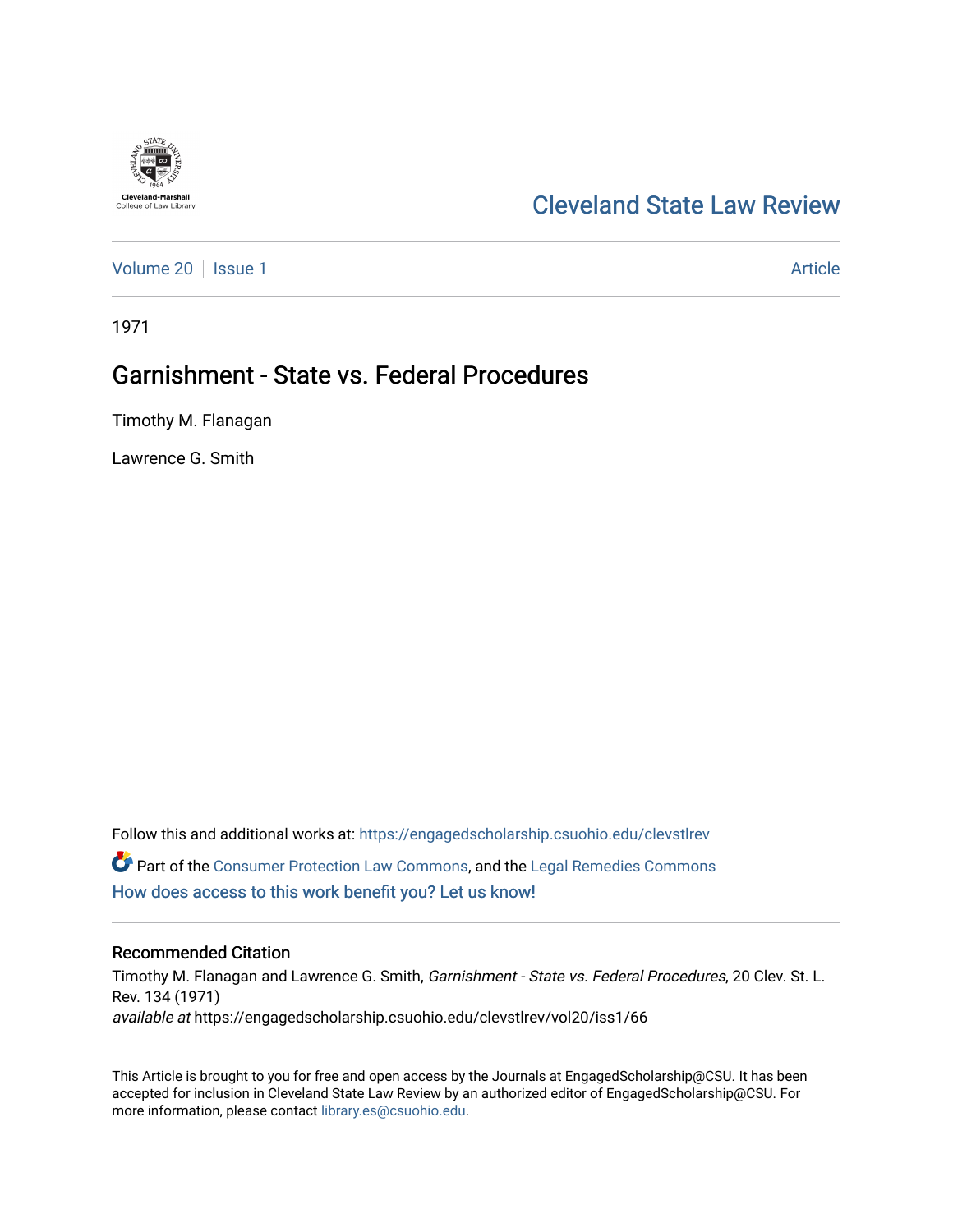Cleveland-Marshall College of Law Library

# Cleveland State Law Review

Volume 20 | Issue 1 — Article

1971

## Garnishment - State vs. Federal Procedures

Timothy M. Flanagan

Lawrence G. Smith

Follow this and additional works at: https://engagedscholarship.csuohio.edu/clevstlrev

Part of the Consumer Protection Law Commons, and the Legal Remedies Commons

How does access to this work benefit you? Let us know!

### Recommended Citation

Timothy M. Flanagan and Lawrence G. Smith, *Garnishment - State vs. Federal Procedures*, 20 Clev. St. L. Rev. 134 (1971)

*available at* https://engagedscholarship.csuohio.edu/clevstlrev/vol20/iss1/66

This Article is brought to you for free and open access by the Journals at EngagedScholarship@CSU. It has been accepted for inclusion in Cleveland State Law Review by an authorized editor of EngagedScholarship@CSU. For more information, please contact library.es@csuohio.edu.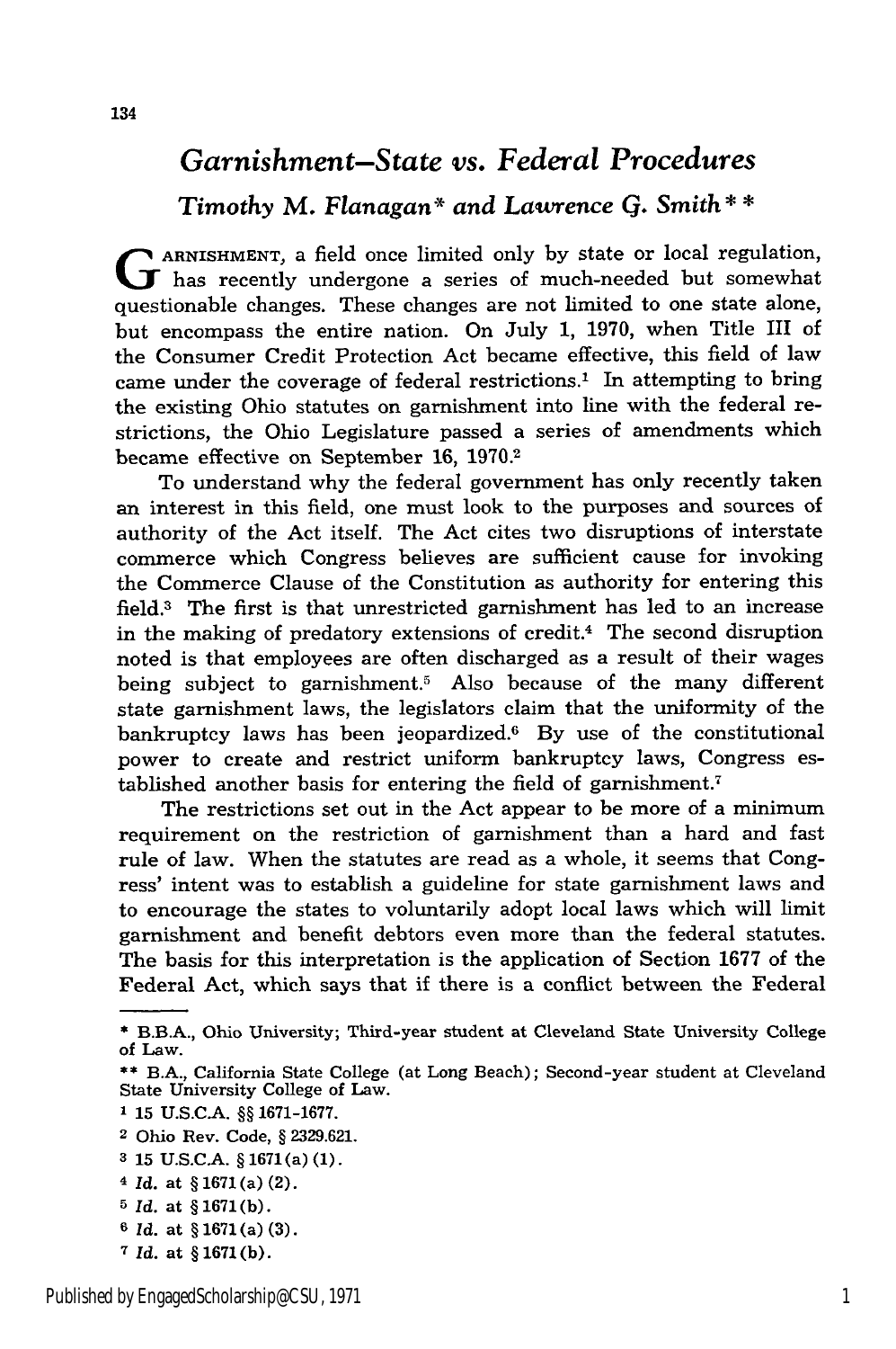# *Garnishment—State vs. Federal Procedures*

*Timothy M. Flanagan\* and Lawrence G. Smith\*\**

GARNISHMENT, a field once limited only by state or local regulation, has recently undergone a series of much-needed but somewhat questionable changes. These changes are not limited to one state alone, but encompass the entire nation. On July 1, 1970, when Title III of the Consumer Credit Protection Act became effective, this field of law came under the coverage of federal restrictions.[1] In attempting to bring the existing Ohio statutes on garnishment into line with the federal restrictions, the Ohio Legislature passed a series of amendments which became effective on September 16, 1970.[2]

To understand why the federal government has only recently taken an interest in this field, one must look to the purposes and sources of authority of the Act itself. The Act cites two disruptions of interstate commerce which Congress believes are sufficient cause for invoking the Commerce Clause of the Constitution as authority for entering this field.[3] The first is that unrestricted garnishment has led to an increase in the making of predatory extensions of credit.[4] The second disruption noted is that employees are often discharged as a result of their wages being subject to garnishment.[5] Also because of the many different state garnishment laws, the legislators claim that the uniformity of the bankruptcy laws has been jeopardized.[6] By use of the constitutional power to create and restrict uniform bankruptcy laws, Congress established another basis for entering the field of garnishment.[7]

The restrictions set out in the Act appear to be more of a minimum requirement on the restriction of garnishment than a hard and fast rule of law. When the statutes are read as a whole, it seems that Congress' intent was to establish a guideline for state garnishment laws and to encourage the states to voluntarily adopt local laws which will limit garnishment and benefit debtors even more than the federal statutes. The basis for this interpretation is the application of Section 1677 of the Federal Act, which says that if there is a conflict between the Federal

---

\* B.B.A., Ohio University; Third-year student at Cleveland State University College of Law.

\*\* B.A., California State College (at Long Beach); Second-year student at Cleveland State University College of Law.

[1] 15 U.S.C.A. §§ 1671-1677.

[2] Ohio Rev. Code, § 2329.621.

[3] 15 U.S.C.A. § 1671(a)(1).

[4] *Id.* at § 1671(a)(2).

[5] *Id.* at § 1671(b).

[6] *Id.* at § 1671(a)(3).

[7] *Id.* at § 1671(b).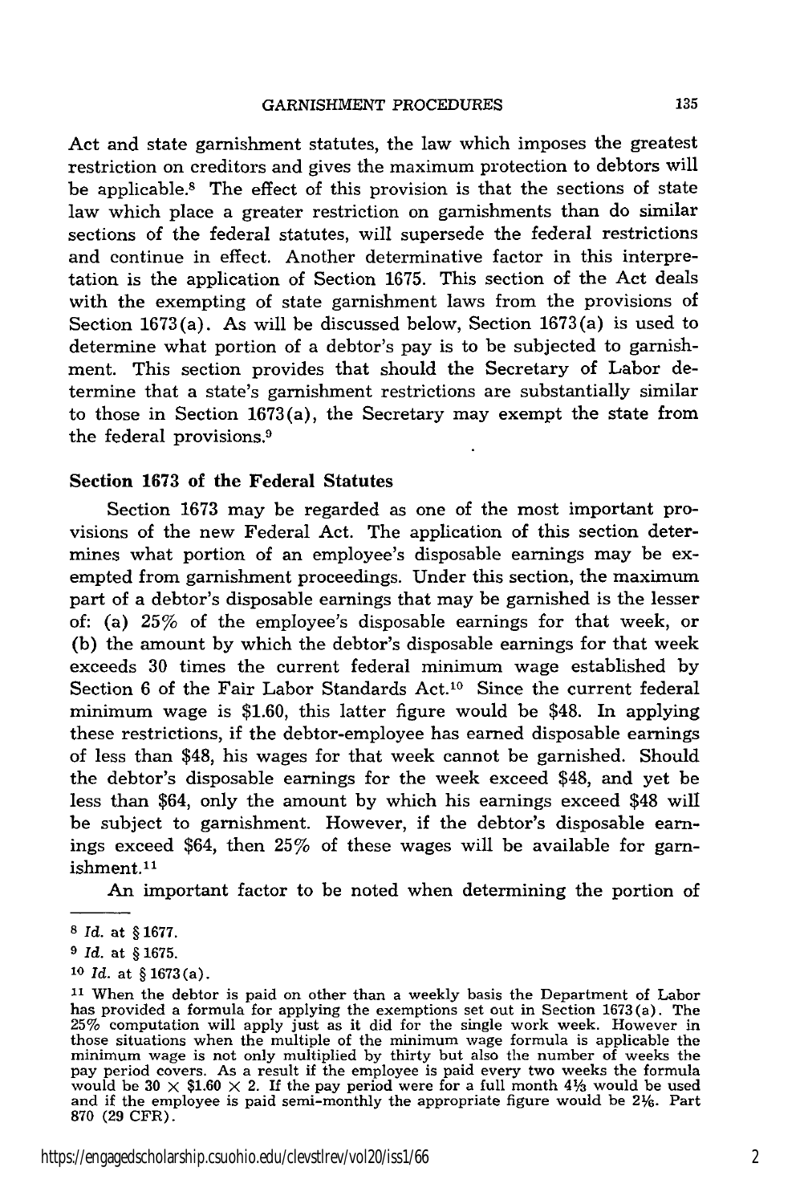Act and state garnishment statutes, the law which imposes the greatest restriction on creditors and gives the maximum protection to debtors will be applicable.[8] The effect of this provision is that the sections of state law which place a greater restriction on garnishments than do similar sections of the federal statutes, will supersede the federal restrictions and continue in effect. Another determinative factor in this interpretation is the application of Section 1675. This section of the Act deals with the exempting of state garnishment laws from the provisions of Section 1673(a). As will be discussed below, Section 1673(a) is used to determine what portion of a debtor's pay is to be subjected to garnishment. This section provides that should the Secretary of Labor determine that a state's garnishment restrictions are substantially similar to those in Section 1673(a), the Secretary may exempt the state from the federal provisions.[9]

### Section 1673 of the Federal Statutes

Section 1673 may be regarded as one of the most important provisions of the new Federal Act. The application of this section determines what portion of an employee's disposable earnings may be exempted from garnishment proceedings. Under this section, the maximum part of a debtor's disposable earnings that may be garnished is the lesser of: (a) 25% of the employee's disposable earnings for that week, or (b) the amount by which the debtor's disposable earnings for that week exceeds 30 times the current federal minimum wage established by Section 6 of the Fair Labor Standards Act.[10] Since the current federal minimum wage is $1.60, this latter figure would be $48. In applying these restrictions, if the debtor-employee has earned disposable earnings of less than $48, his wages for that week cannot be garnished. Should the debtor's disposable earnings for the week exceed $48, and yet be less than $64, only the amount by which his earnings exceed $48 will be subject to garnishment. However, if the debtor's disposable earnings exceed $64, then 25% of these wages will be available for garnishment.[11]

An important factor to be noted when determining the portion of

---

[8] *Id.* at § 1677.

[9] *Id.* at § 1675.

[10] *Id.* at § 1673(a).

[11] When the debtor is paid on other than a weekly basis the Department of Labor has provided a formula for applying the exemptions set out in Section 1673(a). The 25% computation will apply just as it did for the single work week. However in those situations when the multiple of the minimum wage formula is applicable the minimum wage is not only multiplied by thirty but also the number of weeks the pay period covers. As a result if the employee is paid every two weeks the formula would be $30 \times \$1.60 \times 2$. If the pay period were for a full month 4⅓ would be used and if the employee is paid semi-monthly the appropriate figure would be 2⅙. Part 870 (29 CFR).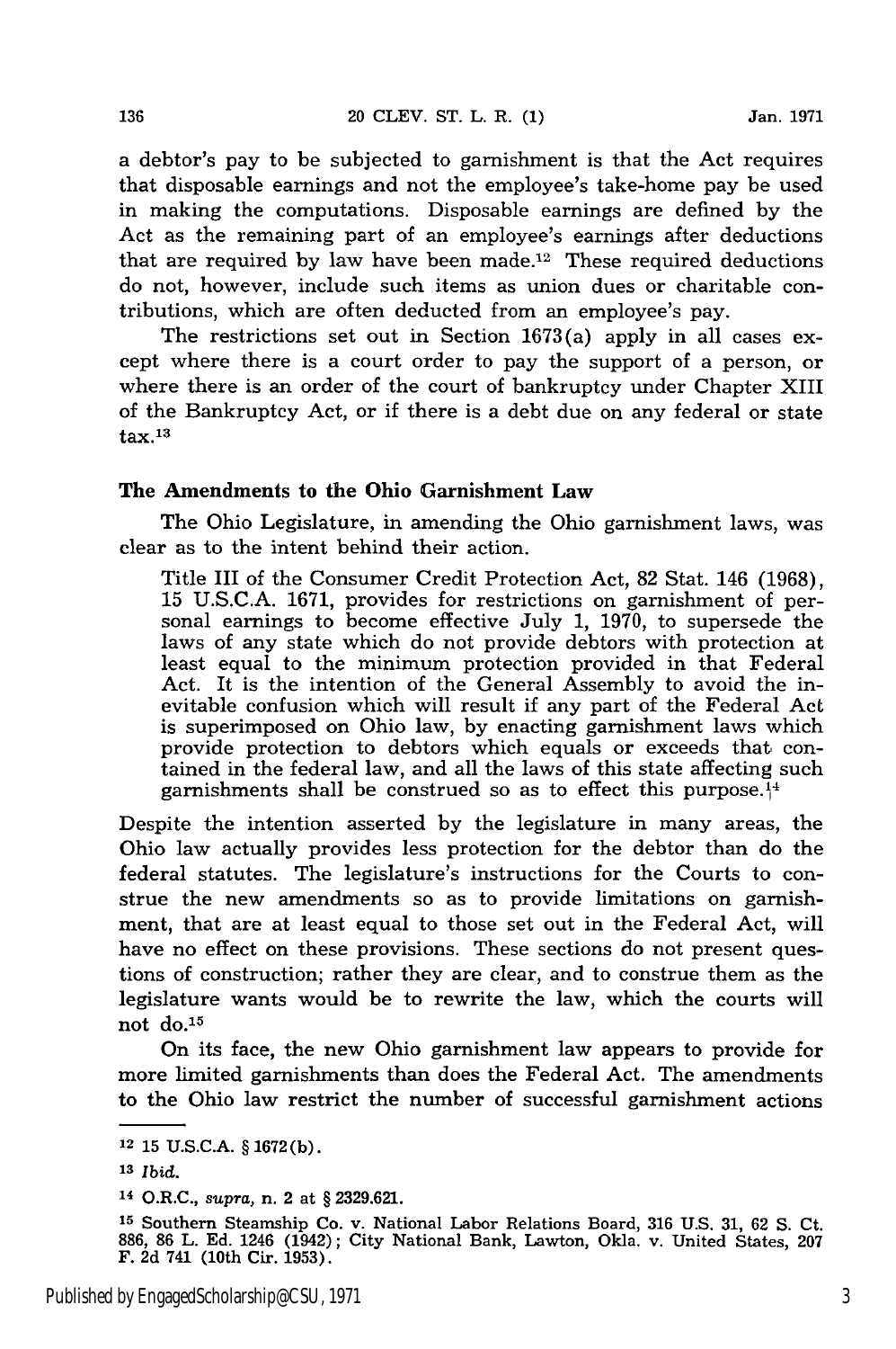a debtor's pay to be subjected to garnishment is that the Act requires that disposable earnings and not the employee's take-home pay be used in making the computations. Disposable earnings are defined by the Act as the remaining part of an employee's earnings after deductions that are required by law have been made.[12] These required deductions do not, however, include such items as union dues or charitable contributions, which are often deducted from an employee's pay.

The restrictions set out in Section 1673(a) apply in all cases except where there is a court order to pay the support of a person, or where there is an order of the court of bankruptcy under Chapter XIII of the Bankruptcy Act, or if there is a debt due on any federal or state tax.[13]

### The Amendments to the Ohio Garnishment Law

The Ohio Legislature, in amending the Ohio garnishment laws, was clear as to the intent behind their action.

> Title III of the Consumer Credit Protection Act, 82 Stat. 146 (1968), 15 U.S.C.A. 1671, provides for restrictions on garnishment of personal earnings to become effective July 1, 1970, to supersede the laws of any state which do not provide debtors with protection at least equal to the minimum protection provided in that Federal Act. It is the intention of the General Assembly to avoid the inevitable confusion which will result if any part of the Federal Act is superimposed on Ohio law, by enacting garnishment laws which provide protection to debtors which equals or exceeds that contained in the federal law, and all the laws of this state affecting such garnishments shall be construed so as to effect this purpose.[14]

Despite the intention asserted by the legislature in many areas, the Ohio law actually provides less protection for the debtor than do the federal statutes. The legislature's instructions for the Courts to construe the new amendments so as to provide limitations on garnishment, that are at least equal to those set out in the Federal Act, will have no effect on these provisions. These sections do not present questions of construction; rather they are clear, and to construe them as the legislature wants would be to rewrite the law, which the courts will not do.[15]

On its face, the new Ohio garnishment law appears to provide for more limited garnishments than does the Federal Act. The amendments to the Ohio law restrict the number of successful garnishment actions

---

[12] 15 U.S.C.A. § 1672(b).

[13] *Ibid.*

[14] O.R.C., *supra*, n. 2 at § 2329.621.

[15] Southern Steamship Co. v. National Labor Relations Board, 316 U.S. 31, 62 S. Ct. 886, 86 L. Ed. 1246 (1942); City National Bank, Lawton, Okla. v. United States, 207 F. 2d 741 (10th Cir. 1953).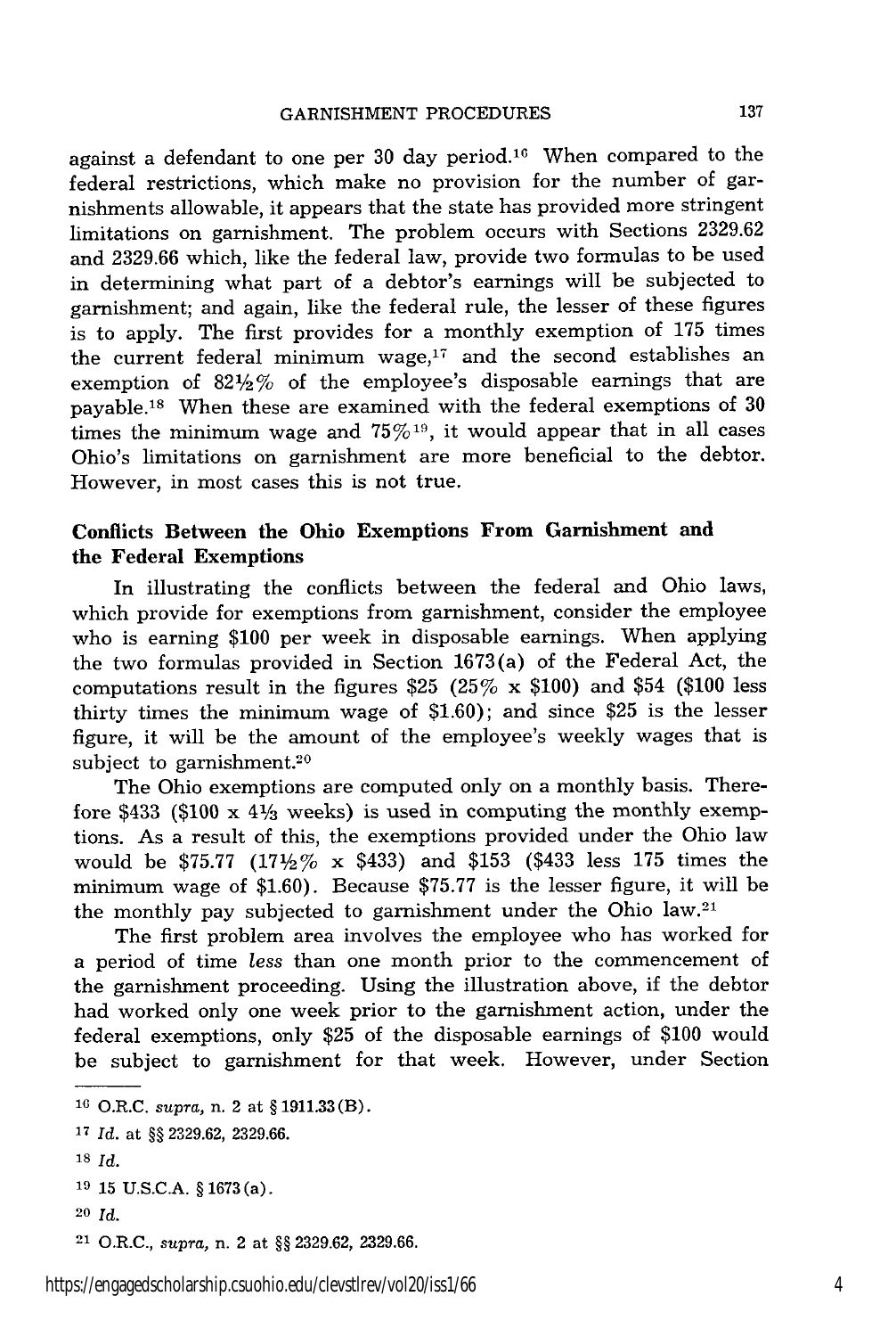against a defendant to one per 30 day period.[16] When compared to the federal restrictions, which make no provision for the number of garnishments allowable, it appears that the state has provided more stringent limitations on garnishment. The problem occurs with Sections 2329.62 and 2329.66 which, like the federal law, provide two formulas to be used in determining what part of a debtor's earnings will be subjected to garnishment; and again, like the federal rule, the lesser of these figures is to apply. The first provides for a monthly exemption of 175 times the current federal minimum wage,[17] and the second establishes an exemption of 82½% of the employee's disposable earnings that are payable.[18] When these are examined with the federal exemptions of 30 times the minimum wage and 75%[19], it would appear that in all cases Ohio's limitations on garnishment are more beneficial to the debtor. However, in most cases this is not true.

### Conflicts Between the Ohio Exemptions From Garnishment and the Federal Exemptions

In illustrating the conflicts between the federal and Ohio laws, which provide for exemptions from garnishment, consider the employee who is earning $100 per week in disposable earnings. When applying the two formulas provided in Section 1673(a) of the Federal Act, the computations result in the figures $25 (25% x $100) and $54 ($100 less thirty times the minimum wage of $1.60); and since $25 is the lesser figure, it will be the amount of the employee's weekly wages that is subject to garnishment.[20]

The Ohio exemptions are computed only on a monthly basis. Therefore $433 ($100 x 4⅓ weeks) is used in computing the monthly exemptions. As a result of this, the exemptions provided under the Ohio law would be $75.77 (17½% x $433) and $153 ($433 less 175 times the minimum wage of $1.60). Because $75.77 is the lesser figure, it will be the monthly pay subjected to garnishment under the Ohio law.[21]

The first problem area involves the employee who has worked for a period of time *less* than one month prior to the commencement of the garnishment proceeding. Using the illustration above, if the debtor had worked only one week prior to the garnishment action, under the federal exemptions, only $25 of the disposable earnings of $100 would be subject to garnishment for that week. However, under Section

---

[16] O.R.C. *supra,* n. 2 at § 1911.33(B).

[17] *Id.* at §§ 2329.62, 2329.66.

[18] *Id.*

[19] 15 U.S.C.A. § 1673(a).

[20] *Id.*

[21] O.R.C., *supra,* n. 2 at §§ 2329.62, 2329.66.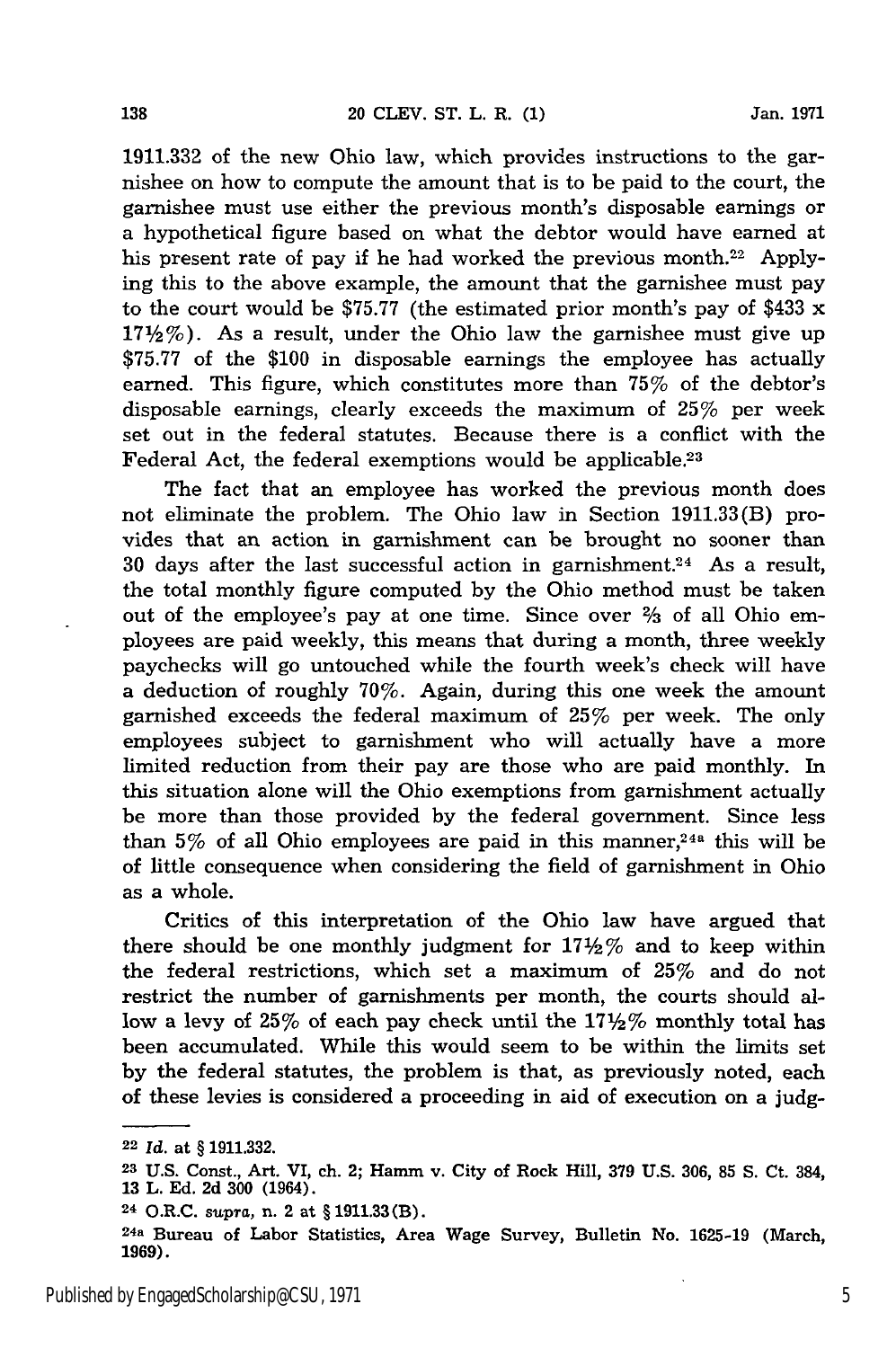1911.332 of the new Ohio law, which provides instructions to the garnishee on how to compute the amount that is to be paid to the court, the garnishee must use either the previous month's disposable earnings or a hypothetical figure based on what the debtor would have earned at his present rate of pay if he had worked the previous month.[22] Applying this to the above example, the amount that the garnishee must pay to the court would be $75.77 (the estimated prior month's pay of $433 x 17½%). As a result, under the Ohio law the garnishee must give up $75.77 of the $100 in disposable earnings the employee has actually earned. This figure, which constitutes more than 75% of the debtor's disposable earnings, clearly exceeds the maximum of 25% per week set out in the federal statutes. Because there is a conflict with the Federal Act, the federal exemptions would be applicable.[23]

The fact that an employee has worked the previous month does not eliminate the problem. The Ohio law in Section 1911.33(B) provides that an action in garnishment can be brought no sooner than 30 days after the last successful action in garnishment.[24] As a result, the total monthly figure computed by the Ohio method must be taken out of the employee's pay at one time. Since over ⅔ of all Ohio employees are paid weekly, this means that during a month, three weekly paychecks will go untouched while the fourth week's check will have a deduction of roughly 70%. Again, during this one week the amount garnished exceeds the federal maximum of 25% per week. The only employees subject to garnishment who will actually have a more limited reduction from their pay are those who are paid monthly. In this situation alone will the Ohio exemptions from garnishment actually be more than those provided by the federal government. Since less than 5% of all Ohio employees are paid in this manner,[24a] this will be of little consequence when considering the field of garnishment in Ohio as a whole.

Critics of this interpretation of the Ohio law have argued that there should be one monthly judgment for 17½% and to keep within the federal restrictions, which set a maximum of 25% and do not restrict the number of garnishments per month, the courts should allow a levy of 25% of each pay check until the 17½% monthly total has been accumulated. While this would seem to be within the limits set by the federal statutes, the problem is that, as previously noted, each of these levies is considered a proceeding in aid of execution on a judg-

---

[22] *Id.* at § 1911.332.

[23] U.S. Const., Art. VI, ch. 2; Hamm v. City of Rock Hill, 379 U.S. 306, 85 S. Ct. 384, 13 L. Ed. 2d 300 (1964).

[24] O.R.C. *supra*, n. 2 at § 1911.33(B).

[24a] Bureau of Labor Statistics, Area Wage Survey, Bulletin No. 1625-19 (March, 1969).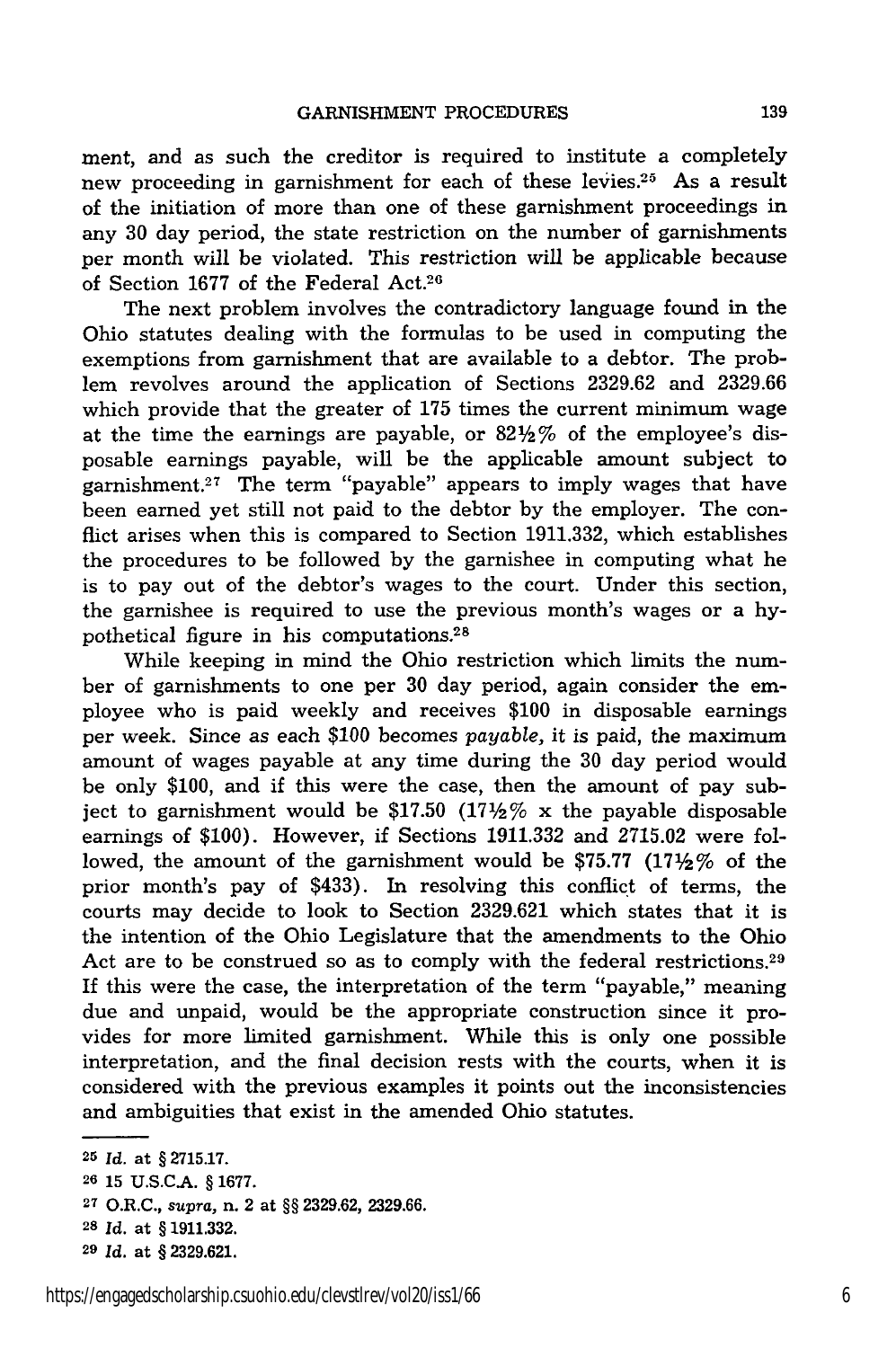ment, and as such the creditor is required to institute a completely new proceeding in garnishment for each of these levies.[25] As a result of the initiation of more than one of these garnishment proceedings in any 30 day period, the state restriction on the number of garnishments per month will be violated. This restriction will be applicable because of Section 1677 of the Federal Act.[26]

The next problem involves the contradictory language found in the Ohio statutes dealing with the formulas to be used in computing the exemptions from garnishment that are available to a debtor. The problem revolves around the application of Sections 2329.62 and 2329.66 which provide that the greater of 175 times the current minimum wage at the time the earnings are payable, or 82½% of the employee's disposable earnings payable, will be the applicable amount subject to garnishment.[27] The term "payable" appears to imply wages that have been earned yet still not paid to the debtor by the employer. The conflict arises when this is compared to Section 1911.332, which establishes the procedures to be followed by the garnishee in computing what he is to pay out of the debtor's wages to the court. Under this section, the garnishee is required to use the previous month's wages or a hypothetical figure in his computations.[28]

While keeping in mind the Ohio restriction which limits the number of garnishments to one per 30 day period, again consider the employee who is paid weekly and receives $100 in disposable earnings per week. Since as each $100 becomes *payable*, it is paid, the maximum amount of wages payable at any time during the 30 day period would be only $100, and if this were the case, then the amount of pay subject to garnishment would be $17.50 (17½% x the payable disposable earnings of $100). However, if Sections 1911.332 and 2715.02 were followed, the amount of the garnishment would be $75.77 (17½% of the prior month's pay of $433). In resolving this conflict of terms, the courts may decide to look to Section 2329.621 which states that it is the intention of the Ohio Legislature that the amendments to the Ohio Act are to be construed so as to comply with the federal restrictions.[29] If this were the case, the interpretation of the term "payable," meaning due and unpaid, would be the appropriate construction since it provides for more limited garnishment. While this is only one possible interpretation, and the final decision rests with the courts, when it is considered with the previous examples it points out the inconsistencies and ambiguities that exist in the amended Ohio statutes.

---

[25] *Id.* at § 2715.17.

[26] 15 U.S.C.A. § 1677.

[27] O.R.C., *supra*, n. 2 at §§ 2329.62, 2329.66.

[28] *Id.* at § 1911.332.

[29] *Id.* at § 2329.621.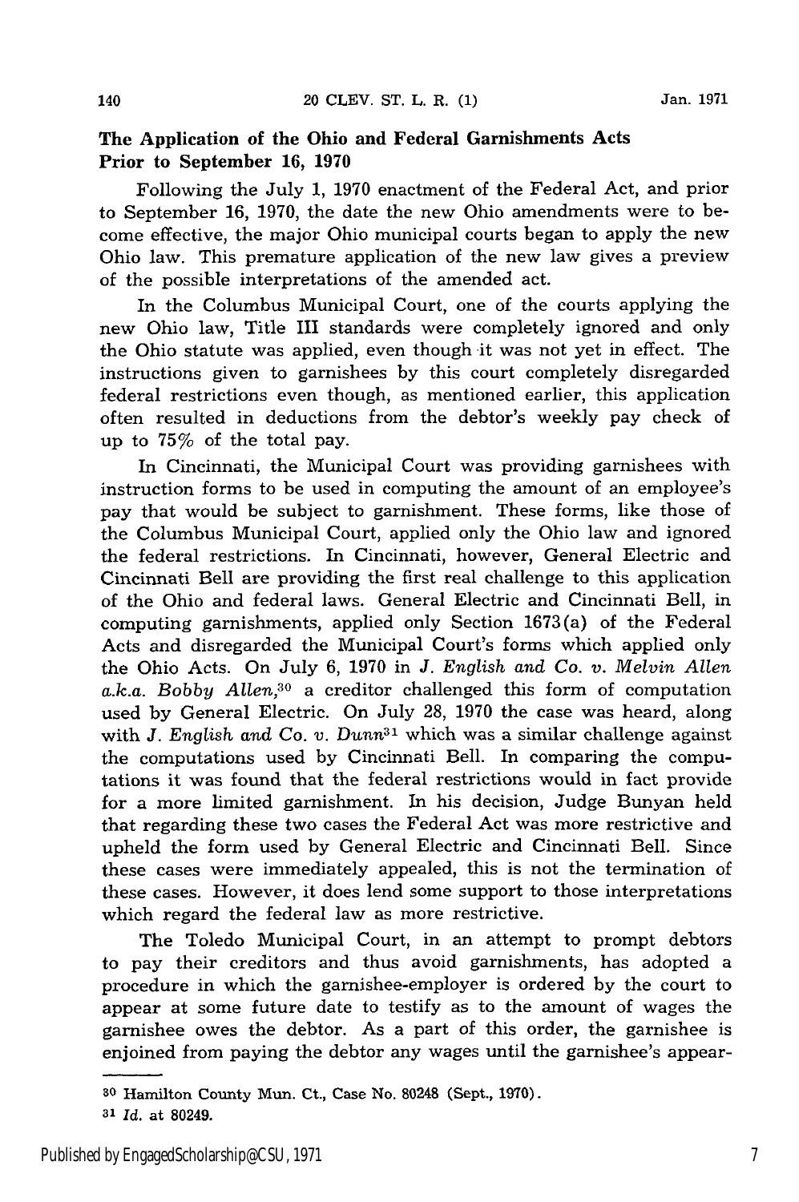**The Application of the Ohio and Federal Garnishments Acts Prior to September 16, 1970**

Following the July 1, 1970 enactment of the Federal Act, and prior to September 16, 1970, the date the new Ohio amendments were to become effective, the major Ohio municipal courts began to apply the new Ohio law. This premature application of the new law gives a preview of the possible interpretations of the amended act.

In the Columbus Municipal Court, one of the courts applying the new Ohio law, Title III standards were completely ignored and only the Ohio statute was applied, even though it was not yet in effect. The instructions given to garnishees by this court completely disregarded federal restrictions even though, as mentioned earlier, this application often resulted in deductions from the debtor's weekly pay check of up to 75% of the total pay.

In Cincinnati, the Municipal Court was providing garnishees with instruction forms to be used in computing the amount of an employee's pay that would be subject to garnishment. These forms, like those of the Columbus Municipal Court, applied only the Ohio law and ignored the federal restrictions. In Cincinnati, however, General Electric and Cincinnati Bell are providing the first real challenge to this application of the Ohio and federal laws. General Electric and Cincinnati Bell, in computing garnishments, applied only Section 1673(a) of the Federal Acts and disregarded the Municipal Court's forms which applied only the Ohio Acts. On July 6, 1970 in *J. English and Co. v. Melvin Allen a.k.a. Bobby Allen*,[30] a creditor challenged this form of computation used by General Electric. On July 28, 1970 the case was heard, along with *J. English and Co. v. Dunn*[31] which was a similar challenge against the computations used by Cincinnati Bell. In comparing the computations it was found that the federal restrictions would in fact provide for a more limited garnishment. In his decision, Judge Bunyan held that regarding these two cases the Federal Act was more restrictive and upheld the form used by General Electric and Cincinnati Bell. Since these cases were immediately appealed, this is not the termination of these cases. However, it does lend some support to those interpretations which regard the federal law as more restrictive.

The Toledo Municipal Court, in an attempt to prompt debtors to pay their creditors and thus avoid garnishments, has adopted a procedure in which the garnishee-employer is ordered by the court to appear at some future date to testify as to the amount of wages the garnishee owes the debtor. As a part of this order, the garnishee is enjoined from paying the debtor any wages until the garnishee's appear-

---

[30] Hamilton County Mun. Ct., Case No. 80248 (Sept., 1970).

[31] *Id.* at 80249.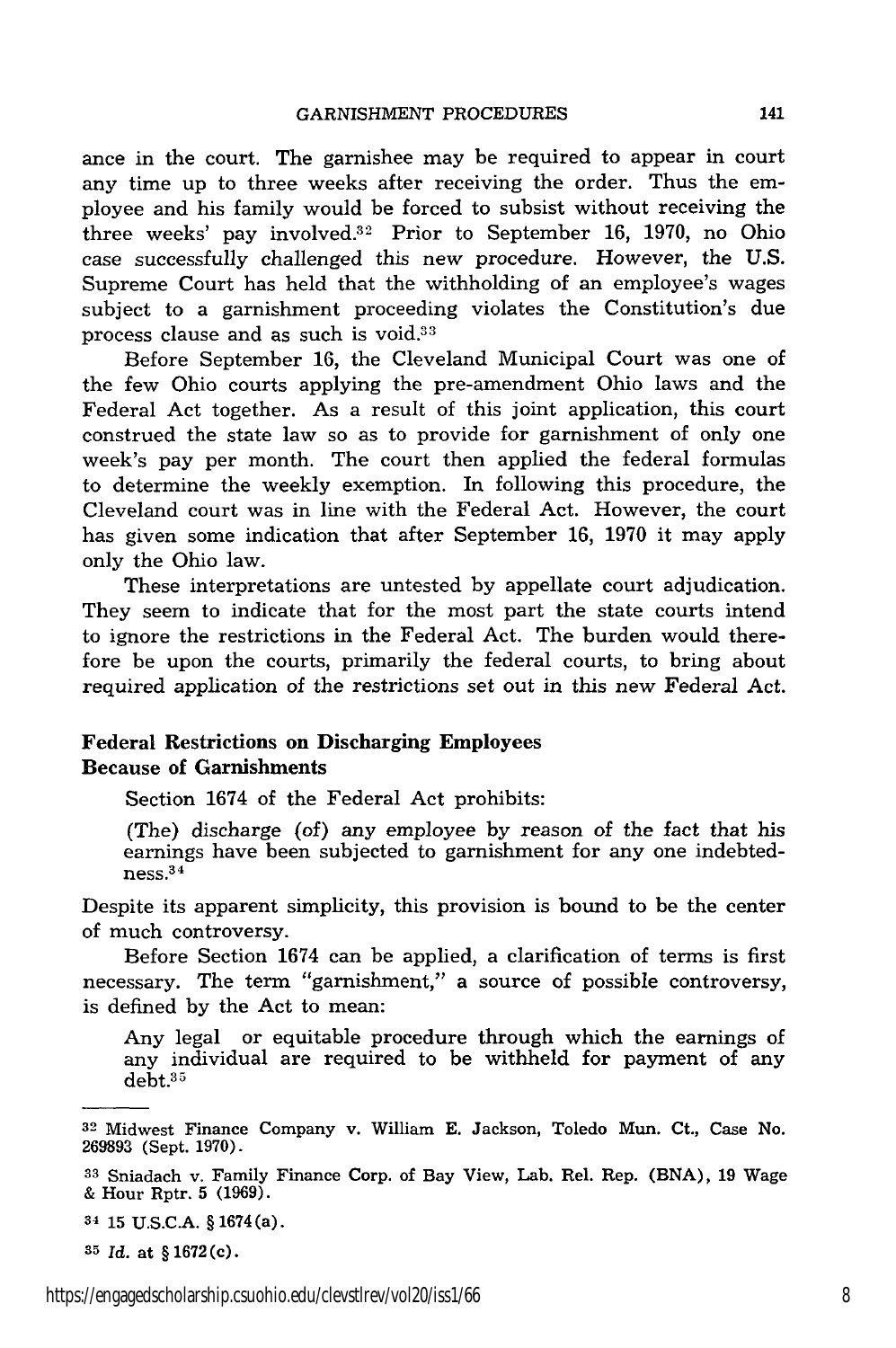ance in the court. The garnishee may be required to appear in court any time up to three weeks after receiving the order. Thus the employee and his family would be forced to subsist without receiving the three weeks' pay involved.[32] Prior to September 16, 1970, no Ohio case successfully challenged this new procedure. However, the U.S. Supreme Court has held that the withholding of an employee's wages subject to a garnishment proceeding violates the Constitution's due process clause and as such is void.[33]

Before September 16, the Cleveland Municipal Court was one of the few Ohio courts applying the pre-amendment Ohio laws and the Federal Act together. As a result of this joint application, this court construed the state law so as to provide for garnishment of only one week's pay per month. The court then applied the federal formulas to determine the weekly exemption. In following this procedure, the Cleveland court was in line with the Federal Act. However, the court has given some indication that after September 16, 1970 it may apply only the Ohio law.

These interpretations are untested by appellate court adjudication. They seem to indicate that for the most part the state courts intend to ignore the restrictions in the Federal Act. The burden would therefore be upon the courts, primarily the federal courts, to bring about required application of the restrictions set out in this new Federal Act.

### Federal Restrictions on Discharging Employees Because of Garnishments

Section 1674 of the Federal Act prohibits:

> (The) discharge (of) any employee by reason of the fact that his earnings have been subjected to garnishment for any one indebtedness.[34]

Despite its apparent simplicity, this provision is bound to be the center of much controversy.

Before Section 1674 can be applied, a clarification of terms is first necessary. The term "garnishment," a source of possible controversy, is defined by the Act to mean:

> Any legal or equitable procedure through which the earnings of any individual are required to be withheld for payment of any debt.[35]

---

[32] Midwest Finance Company v. William E. Jackson, Toledo Mun. Ct., Case No. 269893 (Sept. 1970).

[33] Sniadach v. Family Finance Corp. of Bay View, Lab. Rel. Rep. (BNA), 19 Wage & Hour Rptr. 5 (1969).

[34] 15 U.S.C.A. § 1674(a).

[35] *Id.* at § 1672(c).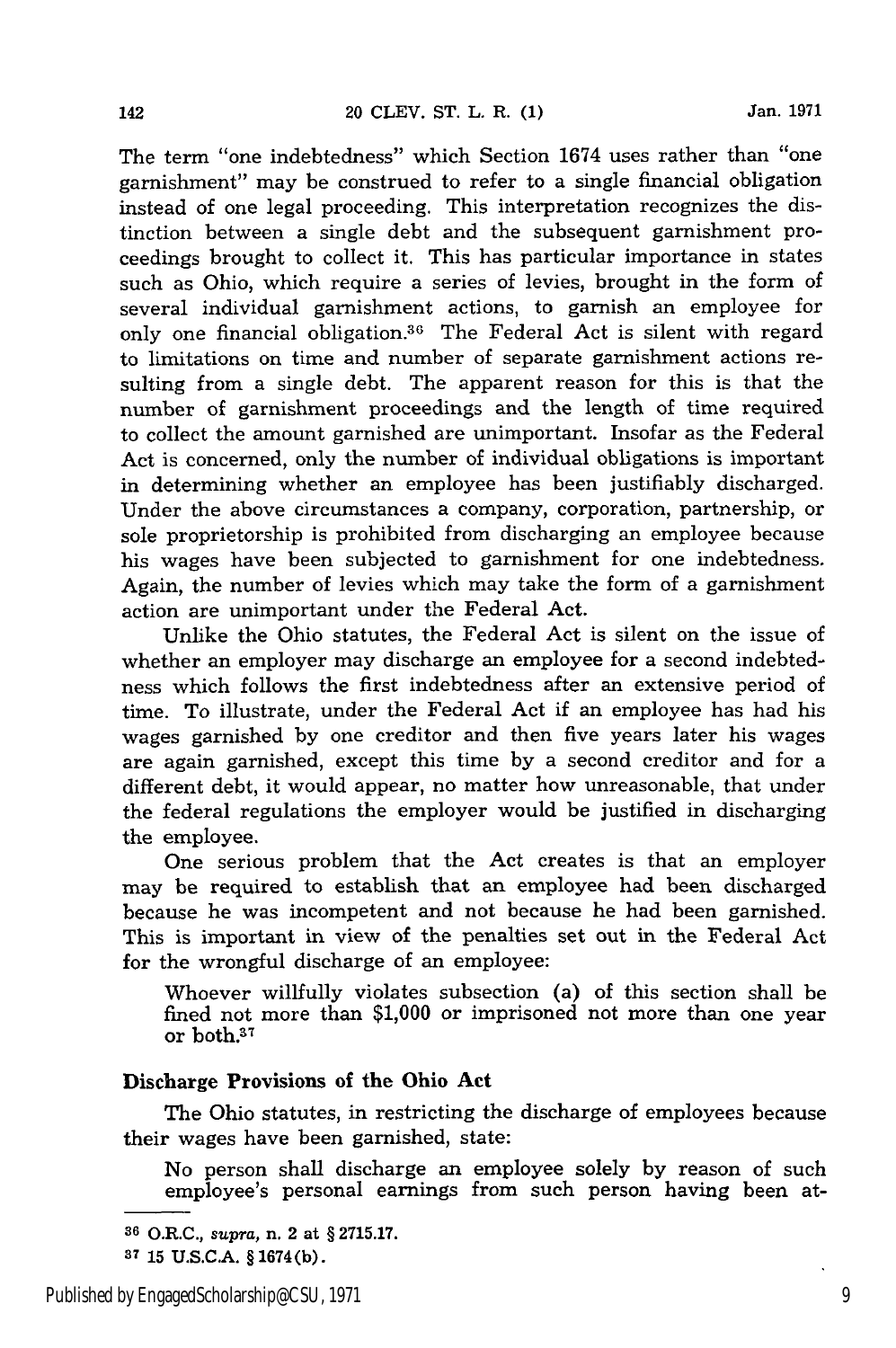The term "one indebtedness" which Section 1674 uses rather than "one garnishment" may be construed to refer to a single financial obligation instead of one legal proceeding. This interpretation recognizes the distinction between a single debt and the subsequent garnishment proceedings brought to collect it. This has particular importance in states such as Ohio, which require a series of levies, brought in the form of several individual garnishment actions, to garnish an employee for only one financial obligation.[36] The Federal Act is silent with regard to limitations on time and number of separate garnishment actions resulting from a single debt. The apparent reason for this is that the number of garnishment proceedings and the length of time required to collect the amount garnished are unimportant. Insofar as the Federal Act is concerned, only the number of individual obligations is important in determining whether an employee has been justifiably discharged. Under the above circumstances a company, corporation, partnership, or sole proprietorship is prohibited from discharging an employee because his wages have been subjected to garnishment for one indebtedness. Again, the number of levies which may take the form of a garnishment action are unimportant under the Federal Act.

Unlike the Ohio statutes, the Federal Act is silent on the issue of whether an employer may discharge an employee for a second indebtedness which follows the first indebtedness after an extensive period of time. To illustrate, under the Federal Act if an employee has had his wages garnished by one creditor and then five years later his wages are again garnished, except this time by a second creditor and for a different debt, it would appear, no matter how unreasonable, that under the federal regulations the employer would be justified in discharging the employee.

One serious problem that the Act creates is that an employer may be required to establish that an employee had been discharged because he was incompetent and not because he had been garnished. This is important in view of the penalties set out in the Federal Act for the wrongful discharge of an employee:

> Whoever willfully violates subsection (a) of this section shall be fined not more than $1,000 or imprisoned not more than one year or both.[37]

### Discharge Provisions of the Ohio Act

The Ohio statutes, in restricting the discharge of employees because their wages have been garnished, state:

> No person shall discharge an employee solely by reason of such employee's personal earnings from such person having been at-

---

[36] O.R.C., *supra*, n. 2 at § 2715.17.

[37] 15 U.S.C.A. § 1674(b).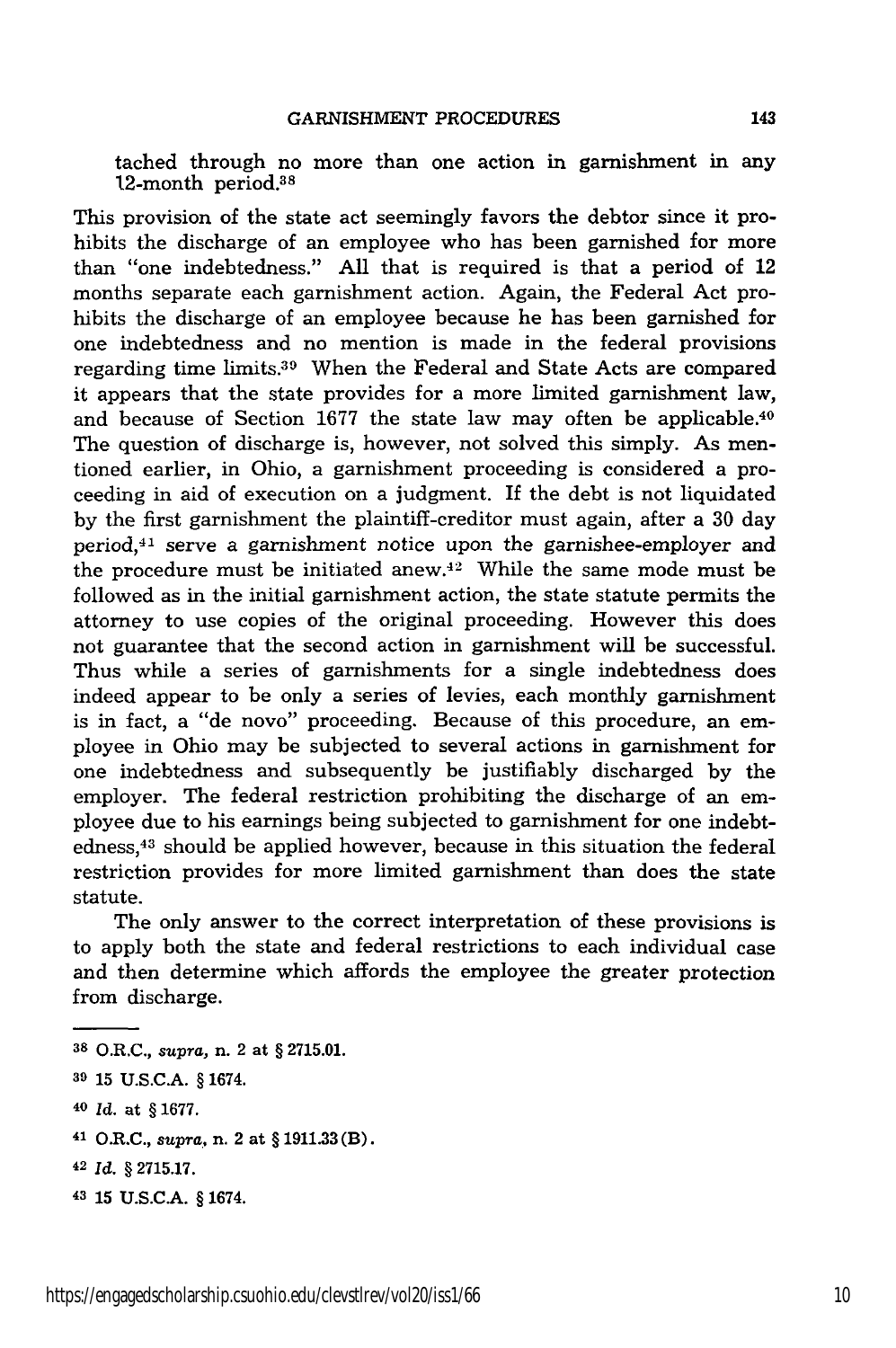tached through no more than one action in garnishment in any 12-month period.[38]

This provision of the state act seemingly favors the debtor since it prohibits the discharge of an employee who has been garnished for more than "one indebtedness." All that is required is that a period of 12 months separate each garnishment action. Again, the Federal Act prohibits the discharge of an employee because he has been garnished for one indebtedness and no mention is made in the federal provisions regarding time limits.[39] When the Federal and State Acts are compared it appears that the state provides for a more limited garnishment law, and because of Section 1677 the state law may often be applicable.[40] The question of discharge is, however, not solved this simply. As mentioned earlier, in Ohio, a garnishment proceeding is considered a proceeding in aid of execution on a judgment. If the debt is not liquidated by the first garnishment the plaintiff-creditor must again, after a 30 day period,[41] serve a garnishment notice upon the garnishee-employer and the procedure must be initiated anew.[42] While the same mode must be followed as in the initial garnishment action, the state statute permits the attorney to use copies of the original proceeding. However this does not guarantee that the second action in garnishment will be successful. Thus while a series of garnishments for a single indebtedness does indeed appear to be only a series of levies, each monthly garnishment is in fact, a "de novo" proceeding. Because of this procedure, an employee in Ohio may be subjected to several actions in garnishment for one indebtedness and subsequently be justifiably discharged by the employer. The federal restriction prohibiting the discharge of an employee due to his earnings being subjected to garnishment for one indebtedness,[43] should be applied however, because in this situation the federal restriction provides for more limited garnishment than does the state statute.

The only answer to the correct interpretation of these provisions is to apply both the state and federal restrictions to each individual case and then determine which affords the employee the greater protection from discharge.

---

[38] O.R.C., *supra*, n. 2 at § 2715.01.

[39] 15 U.S.C.A. § 1674.

[40] *Id.* at § 1677.

[41] O.R.C., *supra*, n. 2 at § 1911.33 (B).

[42] *Id.* § 2715.17.

[43] 15 U.S.C.A. § 1674.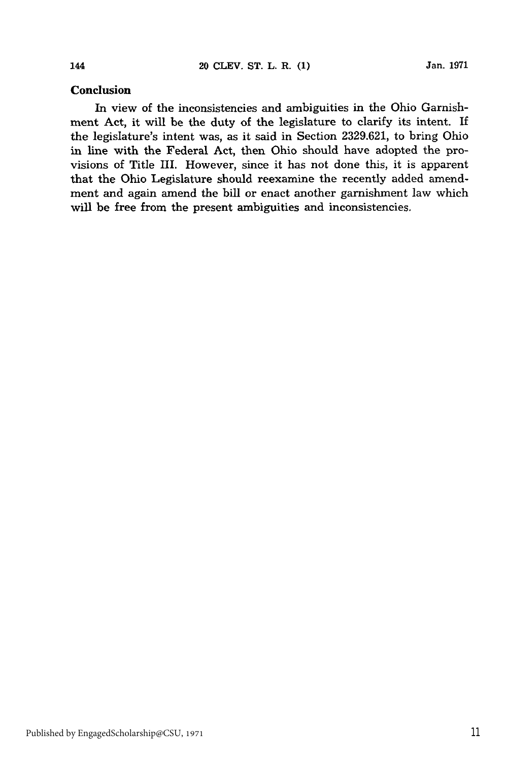## Conclusion

In view of the inconsistencies and ambiguities in the Ohio Garnishment Act, it will be the duty of the legislature to clarify its intent. If the legislature's intent was, as it said in Section 2329.621, to bring Ohio in line with the Federal Act, then Ohio should have adopted the provisions of Title III. However, since it has not done this, it is apparent that the Ohio Legislature should reexamine the recently added amendment and again amend the bill or enact another garnishment law which will be free from the present ambiguities and inconsistencies.